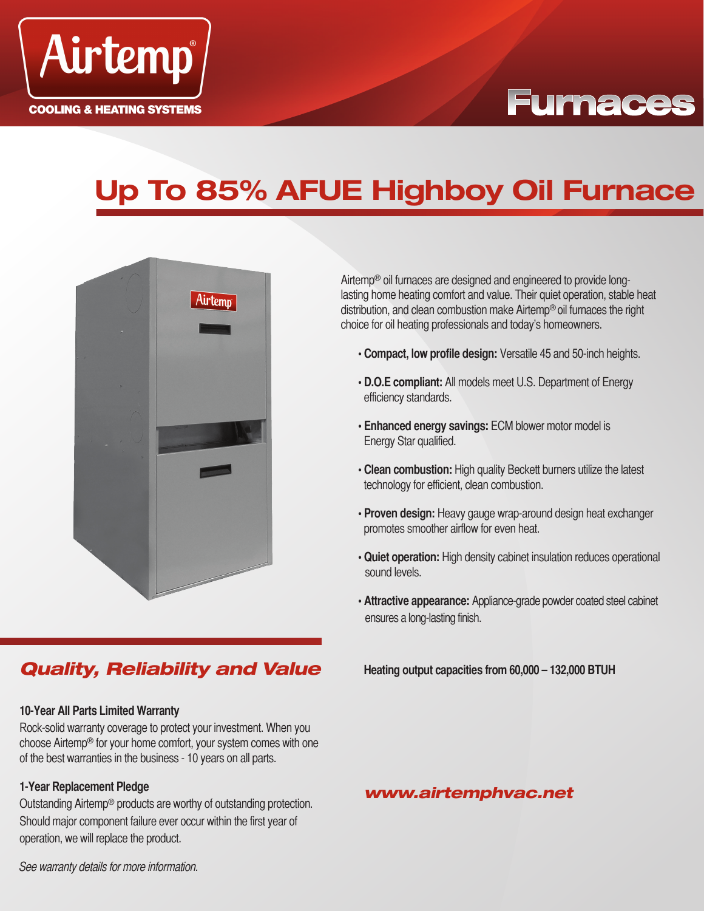Airtemp®

COOLING & HEATING SYSTEMS

Furnaces

# Up To 85% AFUE Highboy Oil Furnace

Airtemp® oil furnaces are designed and engineered to provide long-lasting home heating comfort and value. Their quiet operation, stable heat distribution, and clean combustion make Airtemp® oil furnaces the right choice for oil heating professionals and today's homeowners.

- **Compact, low profile design:** Versatile 45 and 50-inch heights.
- **D.O.E compliant:** All models meet U.S. Department of Energy efficiency standards.
- **Enhanced energy savings:** ECM blower motor model is Energy Star qualified.
- **Clean combustion:** High quality Beckett burners utilize the latest technology for efficient, clean combustion.
- **Proven design:** Heavy gauge wrap-around design heat exchanger promotes smoother airflow for even heat.
- **Quiet operation:** High density cabinet insulation reduces operational sound levels.
- **Attractive appearance:** Appliance-grade powder coated steel cabinet ensures a long-lasting finish.

**Heating output capacities from 60,000 – 132,000 BTUH**

## *Quality, Reliability and Value*

**10-Year All Parts Limited Warranty**

Rock-solid warranty coverage to protect your investment. When you choose Airtemp® for your home comfort, your system comes with one of the best warranties in the business - 10 years on all parts.

**1-Year Replacement Pledge**

Outstanding Airtemp® products are worthy of outstanding protection. Should major component failure ever occur within the first year of operation, we will replace the product.

*See warranty details for more information.*

***www.airtemphvac.net***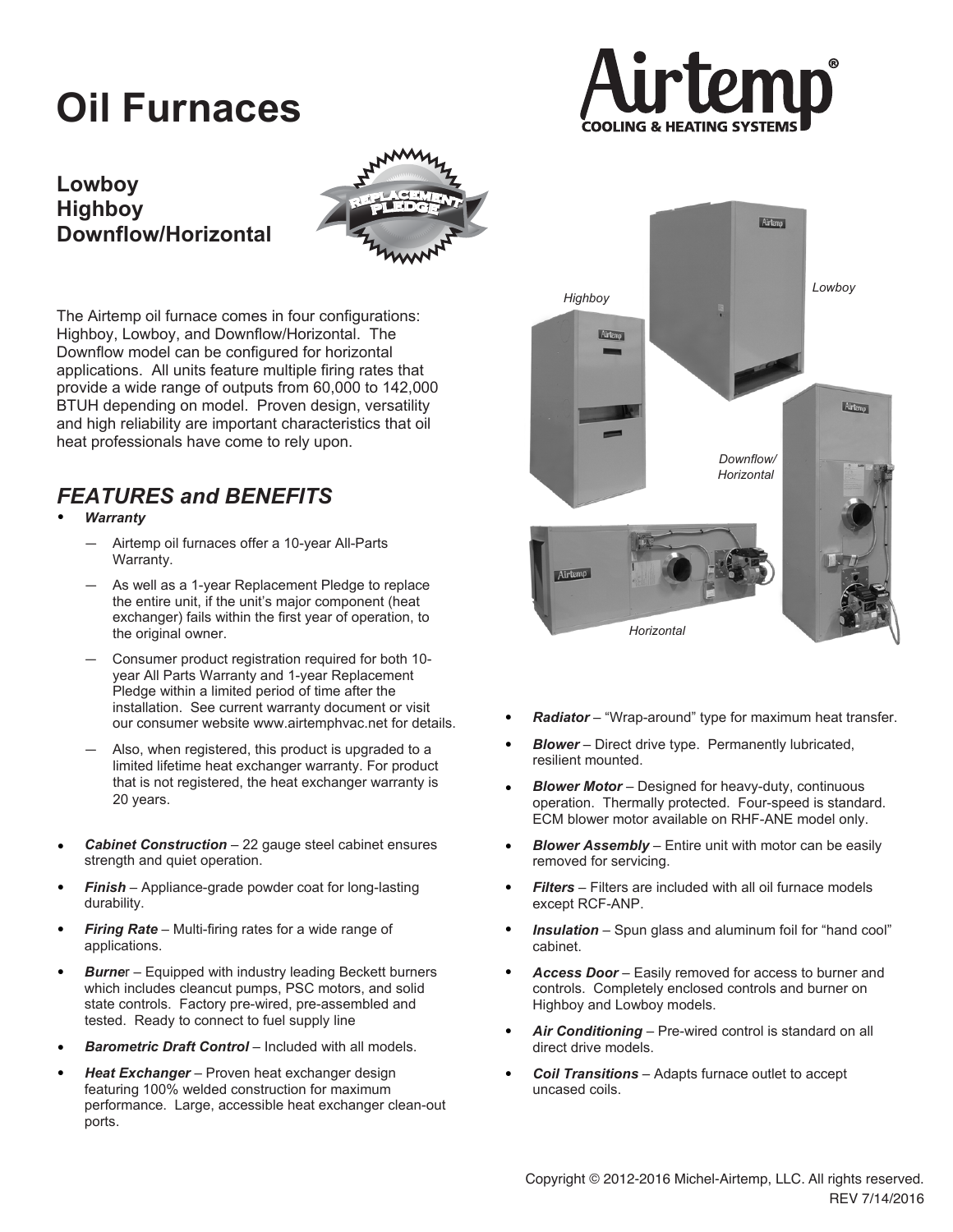# Oil Furnaces

**Airtemp®**
**COOLING & HEATING SYSTEMS**

## Lowboy
## Highboy
## Downflow/Horizontal

REPLACEMENT PLEDGE

The Airtemp oil furnace comes in four configurations: Highboy, Lowboy, and Downflow/Horizontal. The Downflow model can be configured for horizontal applications. All units feature multiple firing rates that provide a wide range of outputs from 60,000 to 142,000 BTUH depending on model. Proven design, versatility and high reliability are important characteristics that oil heat professionals have come to rely upon.

Highboy

Lowboy

Downflow/ Horizontal

Horizontal

## *FEATURES and BENEFITS*

- ***Warranty***
  - Airtemp oil furnaces offer a 10-year All-Parts Warranty.
  - As well as a 1-year Replacement Pledge to replace the entire unit, if the unit's major component (heat exchanger) fails within the first year of operation, to the original owner.
  - Consumer product registration required for both 10-year All Parts Warranty and 1-year Replacement Pledge within a limited period of time after the installation. See current warranty document or visit our consumer website www.airtemphvac.net for details.
  - Also, when registered, this product is upgraded to a limited lifetime heat exchanger warranty. For product that is not registered, the heat exchanger warranty is 20 years.
- ***Cabinet Construction*** – 22 gauge steel cabinet ensures strength and quiet operation.
- ***Finish*** – Appliance-grade powder coat for long-lasting durability.
- ***Firing Rate*** – Multi-firing rates for a wide range of applications.
- ***Burner*** – Equipped with industry leading Beckett burners which includes cleancut pumps, PSC motors, and solid state controls. Factory pre-wired, pre-assembled and tested. Ready to connect to fuel supply line
- ***Barometric Draft Control*** – Included with all models.
- ***Heat Exchanger*** – Proven heat exchanger design featuring 100% welded construction for maximum performance. Large, accessible heat exchanger clean-out ports.
- ***Radiator*** – "Wrap-around" type for maximum heat transfer.
- ***Blower*** – Direct drive type. Permanently lubricated, resilient mounted.
- ***Blower Motor*** – Designed for heavy-duty, continuous operation. Thermally protected. Four-speed is standard. ECM blower motor available on RHF-ANE model only.
- ***Blower Assembly*** – Entire unit with motor can be easily removed for servicing.
- ***Filters*** – Filters are included with all oil furnace models except RCF-ANP.
- ***Insulation*** – Spun glass and aluminum foil for "hand cool" cabinet.
- ***Access Door*** – Easily removed for access to burner and controls. Completely enclosed controls and burner on Highboy and Lowboy models.
- ***Air Conditioning*** – Pre-wired control is standard on all direct drive models.
- ***Coil Transitions*** – Adapts furnace outlet to accept uncased coils.

Copyright © 2012-2016 Michel-Airtemp, LLC. All rights reserved.
REV 7/14/2016